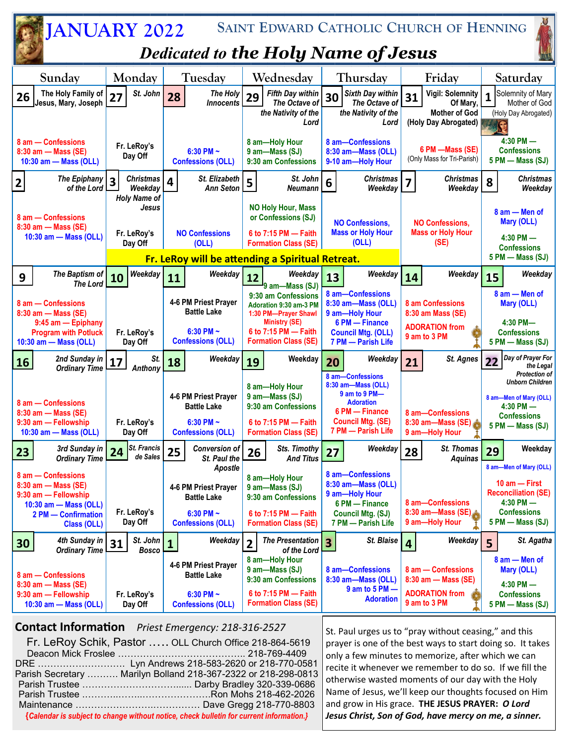# JANUARY 2022 — SAINT EDWARD CATHOLIC CHURCH OF HENNING

## *Dedicated to the Holy Name of Jesus*

| Sunday | Monday | Tuesday | Wednesday | Thursday | Friday | Saturday |
|---|---|---|---|---|---|---|
| **26** *The Holy Family of Jesus, Mary, Joseph*<br>8 am — Confessions<br>8:30 am — Mass (SE)<br>10:30 am — Mass (OLL) | **27** *St. John*<br>Fr. LeRoy's Day Off | **28** *The Holy Innocents*<br>6:30 PM ~ Confessions (OLL) | **29** *Fifth Day within The Octave of the Nativity of the Lord*<br>8 am—Holy Hour<br>9 am—Mass (SJ)<br>9:30 am Confessions | **30** *Sixth Day within The Octave of the Nativity of the Lord*<br>8 am—Confessions<br>8:30 am—Mass (OLL)<br>9-10 am—Holy Hour | **31** Vigil: Solemnity Of Mary, Mother of God (Holy Day Abrogated)<br>6 PM —Mass (SE)<br>(Only Mass for Tri-Parish) | **1** Solemnity of Mary Mother of God (Holy Day Abrogated)<br>4:30 PM — Confessions<br>5 PM — Mass (SJ) |
| **2** *The Epiphany of the Lord*<br>8 am — Confessions<br>8:30 am — Mass (SE)<br>10:30 am — Mass (OLL) | **3** *Christmas Weekday Holy Name of Jesus*<br>Fr. LeRoy's Day Off | **4** *St. Elizabeth Ann Seton*<br>NO Confessions (OLL) | **5** *St. John Neumann*<br>NO Holy Hour, Mass or Confessions (SJ)<br>6 to 7:15 PM — Faith Formation Class (SE) | **6** *Christmas Weekday*<br>NO Confessions, Mass or Holy Hour (OLL) | **7** *Christmas Weekday*<br>NO Confessions, Mass or Holy Hour (SE) | **8** *Christmas Weekday*<br>8 am — Men of Mary (OLL)<br>4:30 PM — Confessions<br>5 PM — Mass (SJ) |
| | Fr. LeRoy will be attending a Spiritual Retreat. | | | | | |
| **9** *The Baptism of The Lord*<br>8 am — Confessions<br>8:30 am — Mass (SE)<br>9:45 am — Epiphany Program with Potluck<br>10:30 am — Mass (OLL) | **10** *Weekday*<br>Fr. LeRoy's Day Off | **11** *Weekday*<br>4-6 PM Priest Prayer Battle Lake<br>6:30 PM ~ Confessions (OLL) | **12** *Weekday*<br>9 am—Mass (SJ)<br>9:30 am Confessions<br>Adoration 9:30 am-3 PM<br>1:30 PM—Prayer Shawl Ministry (SE)<br>6 to 7:15 PM — Faith Formation Class (SE) | **13** *Weekday*<br>8 am—Confessions<br>8:30 am—Mass (OLL)<br>9 am—Holy Hour<br>6 PM — Finance Council Mtg. (OLL)<br>7 PM — Parish Life | **14** *Weekday*<br>8 am Confessions<br>8:30 am Mass (SE)<br>ADORATION from 9 am to 3 PM | **15** *Weekday*<br>8 am — Men of Mary (OLL)<br>4:30 PM— Confessions<br>5 PM — Mass (SJ) |
| **16** *2nd Sunday in Ordinary Time*<br>8 am — Confessions<br>8:30 am — Mass (SE)<br>9:30 am — Fellowship<br>10:30 am — Mass (OLL) | **17** *St. Anthony*<br>Fr. LeRoy's Day Off | **18** *Weekday*<br>4-6 PM Priest Prayer Battle Lake<br>6:30 PM ~ Confessions (OLL) | **19** *Weekday*<br>8 am—Holy Hour<br>9 am—Mass (SJ)<br>9:30 am Confessions<br>6 to 7:15 PM — Faith Formation Class (SE) | **20** *Weekday*<br>8 am—Confessions<br>8:30 am—Mass (OLL)<br>9 am to 9 PM—Adoration<br>6 PM — Finance Council Mtg. (SE)<br>7 PM — Parish Life | **21** *St. Agnes*<br>8 am—Confessions<br>8:30 am—Mass (SE)<br>9 am—Holy Hour | **22** *Day of Prayer For the Legal Protection of Unborn Children*<br>8 am—Men of Mary (OLL)<br>4:30 PM — Confessions<br>5 PM — Mass (SJ) |
| **23** *3rd Sunday in Ordinary Time*<br>8 am — Confessions<br>8:30 am — Mass (SE)<br>9:30 am — Fellowship<br>10:30 am — Mass (OLL)<br>2 PM — Confirmation Class (OLL) | **24** *St. Francis de Sales*<br>Fr. LeRoy's Day Off | **25** *Conversion of St. Paul the Apostle*<br>4-6 PM Priest Prayer Battle Lake<br>6:30 PM ~ Confessions (OLL) | **26** *Sts. Timothy And Titus*<br>8 am—Holy Hour<br>9 am—Mass (SJ)<br>9:30 am Confessions<br>6 to 7:15 PM — Faith Formation Class (SE) | **27** *Weekday*<br>8 am—Confessions<br>8:30 am—Mass (OLL)<br>9 am—Holy Hour<br>6 PM — Finance Council Mtg. (SJ)<br>7 PM — Parish Life | **28** *St. Thomas Aquinas*<br>8 am—Confessions<br>8:30 am—Mass (SE)<br>9 am—Holy Hour | **29** *Weekday*<br>8 am—Men of Mary (OLL)<br>10 am — First Reconciliation (SE)<br>4:30 PM — Confessions<br>5 PM — Mass (SJ) |
| **30** *4th Sunday in Ordinary Time*<br>8 am — Confessions<br>8:30 am — Mass (SE)<br>9:30 am — Fellowship<br>10:30 am — Mass (OLL) | **31** *St. John Bosco*<br>Fr. LeRoy's Day Off | **1** *Weekday*<br>4-6 PM Priest Prayer Battle Lake<br>6:30 PM ~ Confessions (OLL) | **2** *The Presentation of the Lord*<br>8 am—Holy Hour<br>9 am—Mass (SJ)<br>9:30 am Confessions<br>6 to 7:15 PM — Faith Formation Class (SE) | **3** *St. Blaise*<br>8 am—Confessions<br>8:30 am—Mass (OLL)<br>9 am to 5 PM — Adoration | **4** *Weekday*<br>8 am — Confessions<br>8:30 am — Mass (SE)<br>ADORATION from 9 am to 3 PM | **5** *St. Agatha*<br>8 am — Men of Mary (OLL)<br>4:30 PM — Confessions<br>5 PM — Mass (SJ) |

## Contact Information

*Priest Emergency: 218-316-2527*

Fr. LeRoy Schik, Pastor ….. OLL Church Office 218-864-5619
Deacon Mick Froslee …………………………………. 218-769-4409
DRE ………………………. Lyn Andrews 218-583-2620 or 218-770-0581
Parish Secretary ………. Marilyn Bolland 218-367-2322 or 218-298-0813
Parish Trustee ………………………………. Darby Bradley 320-339-0686
Parish Trustee ……………………………………Ron Mohs 218-462-2026
Maintenance ………………………………….. Dave Gregg 218-770-8803

*{Calendar is subject to change without notice, check bulletin for current information.}*

St. Paul urges us to "pray without ceasing," and this prayer is one of the best ways to start doing so. It takes only a few minutes to memorize, after which we can recite it whenever we remember to do so. If we fill the otherwise wasted moments of our day with the Holy Name of Jesus, we'll keep our thoughts focused on Him and grow in His grace. **THE JESUS PRAYER:** ***O Lord Jesus Christ, Son of God, have mercy on me, a sinner.***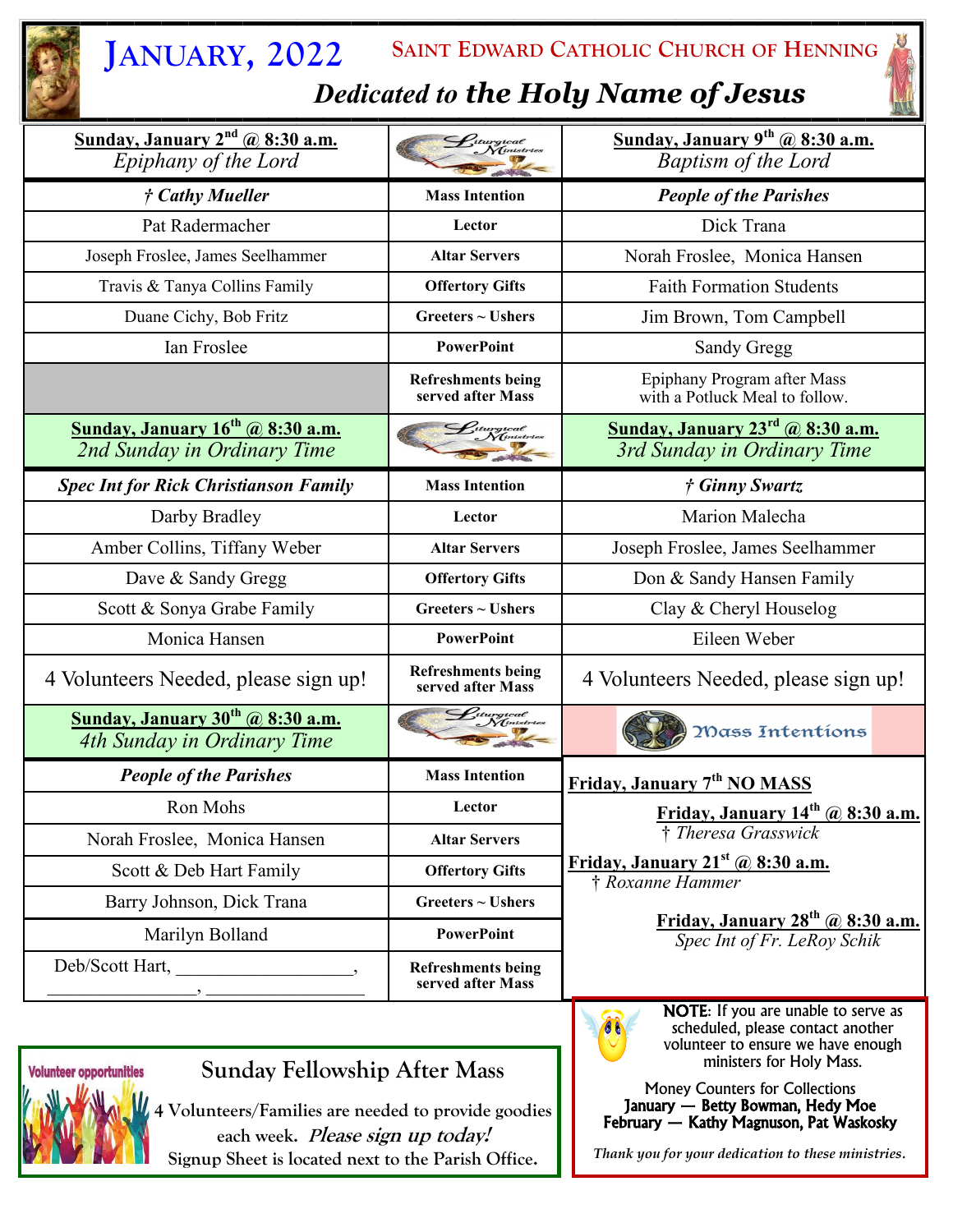# January, 2022

## Saint Edward Catholic Church of Henning

### *Dedicated to* **the Holy Name of Jesus**

| **Sunday, January 2nd @ 8:30 a.m.** *Epiphany of the Lord* | | **Sunday, January 9th @ 8:30 a.m.** *Baptism of the Lord* |
|---|---|---|
| ***† Cathy Mueller*** | **Mass Intention** | ***People of the Parishes*** |
| Pat Radermacher | **Lector** | Dick Trana |
| Joseph Froslee, James Seelhammer | **Altar Servers** | Norah Froslee, Monica Hansen |
| Travis & Tanya Collins Family | **Offertory Gifts** | Faith Formation Students |
| Duane Cichy, Bob Fritz | **Greeters ~ Ushers** | Jim Brown, Tom Campbell |
| Ian Froslee | **PowerPoint** | Sandy Gregg |
| | **Refreshments being served after Mass** | Epiphany Program after Mass with a Potluck Meal to follow. |

| **Sunday, January 16th @ 8:30 a.m.** *2nd Sunday in Ordinary Time* | | **Sunday, January 23rd @ 8:30 a.m.** *3rd Sunday in Ordinary Time* |
|---|---|---|
| ***Spec Int for Rick Christianson Family*** | **Mass Intention** | ***† Ginny Swartz*** |
| Darby Bradley | **Lector** | Marion Malecha |
| Amber Collins, Tiffany Weber | **Altar Servers** | Joseph Froslee, James Seelhammer |
| Dave & Sandy Gregg | **Offertory Gifts** | Don & Sandy Hansen Family |
| Scott & Sonya Grabe Family | **Greeters ~ Ushers** | Clay & Cheryl Houselog |
| Monica Hansen | **PowerPoint** | Eileen Weber |
| 4 Volunteers Needed, please sign up! | **Refreshments being served after Mass** | 4 Volunteers Needed, please sign up! |

| **Sunday, January 30th @ 8:30 a.m.** *4th Sunday in Ordinary Time* | |
|---|---|
| ***People of the Parishes*** | **Mass Intention** |
| Ron Mohs | **Lector** |
| Norah Froslee, Monica Hansen | **Altar Servers** |
| Scott & Deb Hart Family | **Offertory Gifts** |
| Barry Johnson, Dick Trana | **Greeters ~ Ushers** |
| Marilyn Bolland | **PowerPoint** |
| Deb/Scott Hart, ________________, ________________, ________________ | **Refreshments being served after Mass** |

## Mass Intentions

**Friday, January 7th NO MASS**

**Friday, January 14th @ 8:30 a.m.**
† *Theresa Grasswick*

**Friday, January 21st @ 8:30 a.m.**
† *Roxanne Hammer*

**Friday, January 28th @ 8:30 a.m.**
*Spec Int of Fr. LeRoy Schik*

## Sunday Fellowship After Mass

Volunteer opportunities

4 Volunteers/Families are needed to provide goodies each week. *Please sign up today!*
Signup Sheet is located next to the Parish Office.

**NOTE**: If you are unable to serve as scheduled, please contact another volunteer to ensure we have enough ministers for Holy Mass.

Money Counters for Collections
**January — Betty Bowman, Hedy Moe**
**February — Kathy Magnuson, Pat Waskosky**

*Thank you for your dedication to these ministries.*